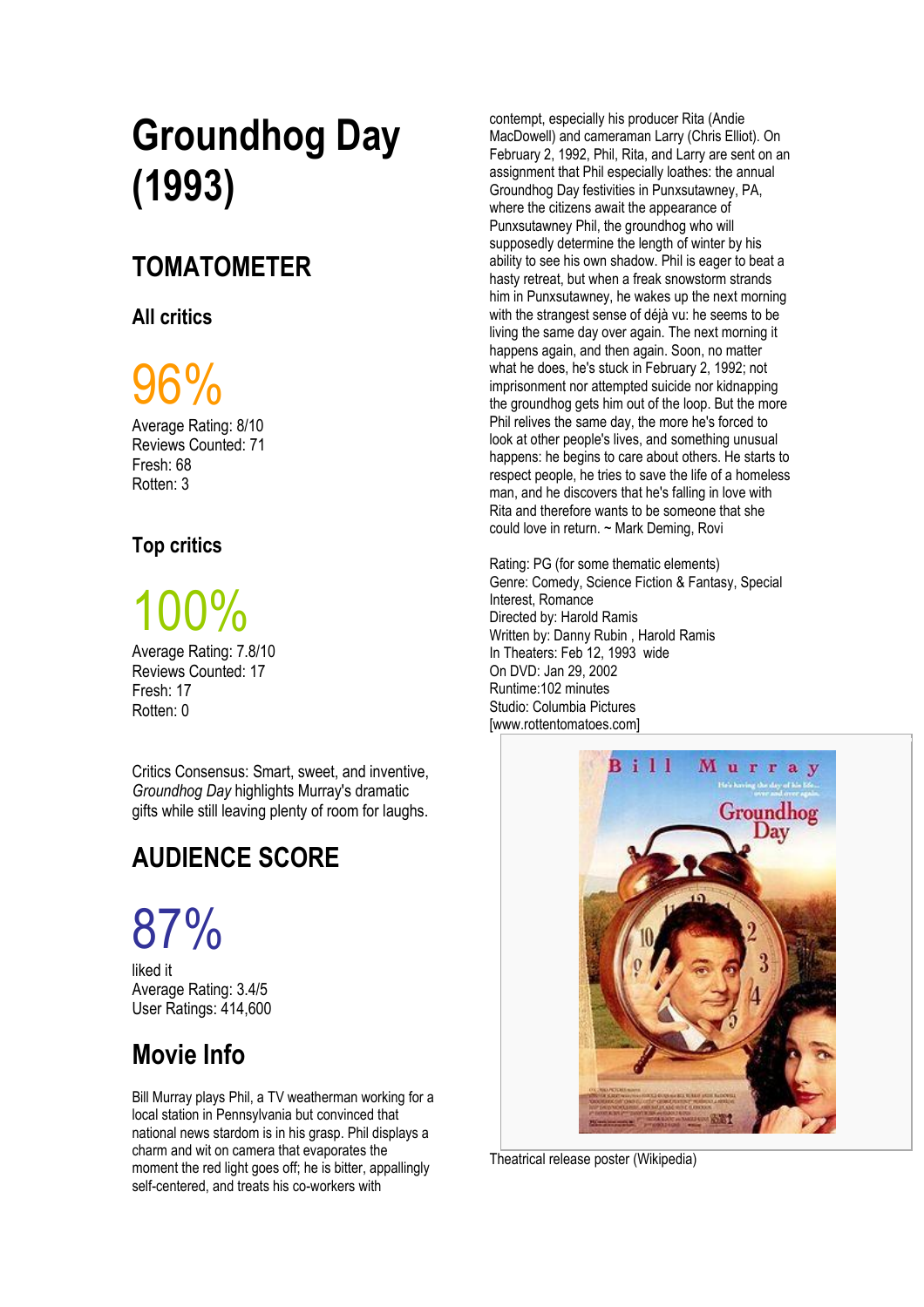# Groundhog Day (1993)

## TOMATOMETER

### All critics

96%

Average Rating: 8/10
Reviews Counted: 71
Fresh: 68
Rotten: 3

### Top critics

100%

Average Rating: 7.8/10
Reviews Counted: 17
Fresh: 17
Rotten: 0

Critics Consensus: Smart, sweet, and inventive, *Groundhog Day* highlights Murray's dramatic gifts while still leaving plenty of room for laughs.

## AUDIENCE SCORE

87%

liked it
Average Rating: 3.4/5
User Ratings: 414,600

## Movie Info

Bill Murray plays Phil, a TV weatherman working for a local station in Pennsylvania but convinced that national news stardom is in his grasp. Phil displays a charm and wit on camera that evaporates the moment the red light goes off; he is bitter, appallingly self-centered, and treats his co-workers with contempt, especially his producer Rita (Andie MacDowell) and cameraman Larry (Chris Elliot). On February 2, 1992, Phil, Rita, and Larry are sent on an assignment that Phil especially loathes: the annual Groundhog Day festivities in Punxsutawney, PA, where the citizens await the appearance of Punxsutawney Phil, the groundhog who will supposedly determine the length of winter by his ability to see his own shadow. Phil is eager to beat a hasty retreat, but when a freak snowstorm strands him in Punxsutawney, he wakes up the next morning with the strangest sense of déjà vu: he seems to be living the same day over again. The next morning it happens again, and then again. Soon, no matter what he does, he's stuck in February 2, 1992; not imprisonment nor attempted suicide nor kidnapping the groundhog gets him out of the loop. But the more Phil relives the same day, the more he's forced to look at other people's lives, and something unusual happens: he begins to care about others. He starts to respect people, he tries to save the life of a homeless man, and he discovers that he's falling in love with Rita and therefore wants to be someone that she could love in return. ~ Mark Deming, Rovi

Rating: PG (for some thematic elements)
Genre: Comedy, Science Fiction & Fantasy, Special Interest, Romance
Directed by: Harold Ramis
Written by: Danny Rubin , Harold Ramis
In Theaters: Feb 12, 1993 wide
On DVD: Jan 29, 2002
Runtime:102 minutes
Studio: Columbia Pictures
[www.rottentomatoes.com]

Theatrical release poster (Wikipedia)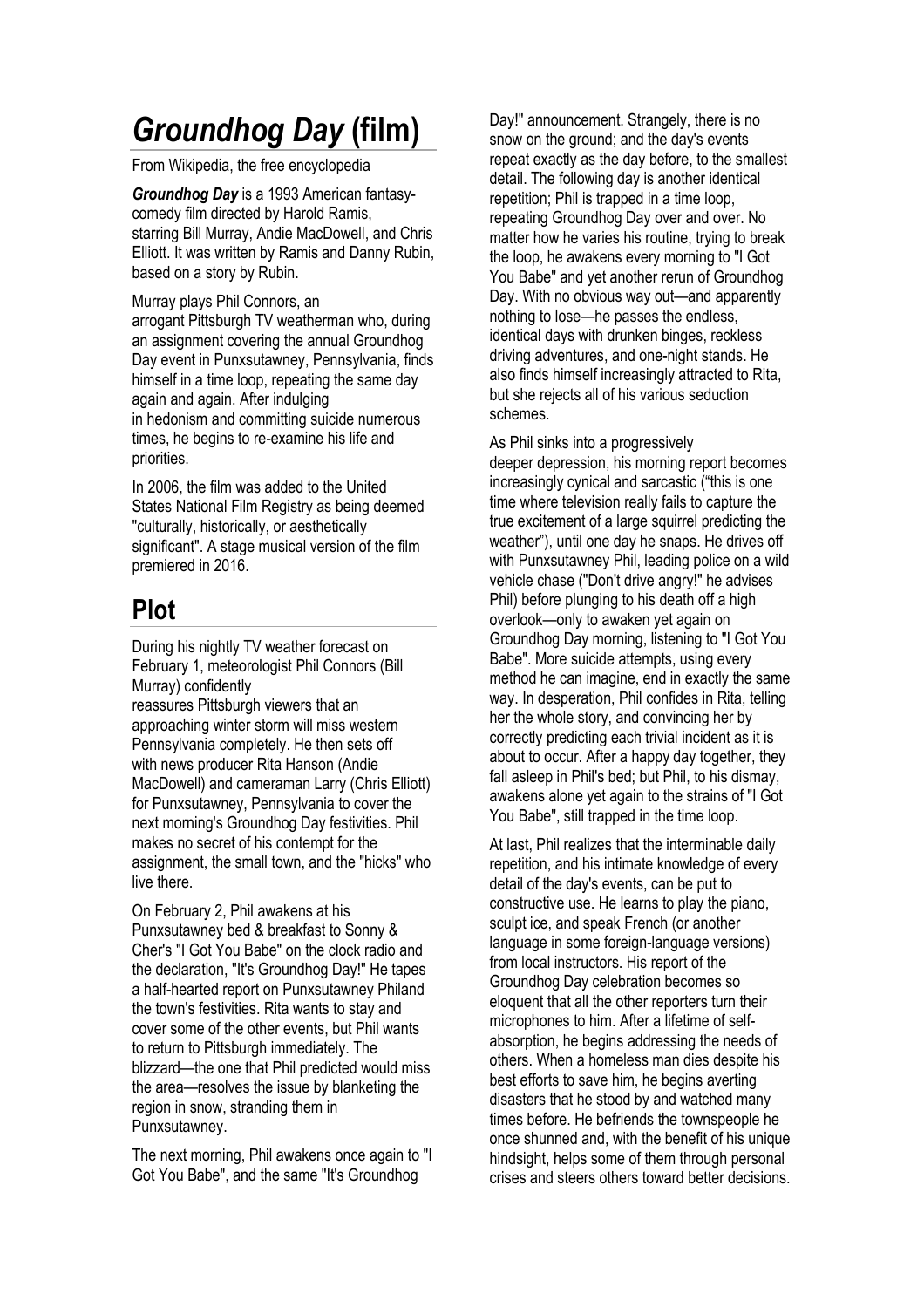# *Groundhog Day* (film)

From Wikipedia, the free encyclopedia

***Groundhog Day*** is a 1993 American fantasy-comedy film directed by Harold Ramis, starring Bill Murray, Andie MacDowell, and Chris Elliott. It was written by Ramis and Danny Rubin, based on a story by Rubin.

Murray plays Phil Connors, an arrogant Pittsburgh TV weatherman who, during an assignment covering the annual Groundhog Day event in Punxsutawney, Pennsylvania, finds himself in a time loop, repeating the same day again and again. After indulging in hedonism and committing suicide numerous times, he begins to re-examine his life and priorities.

In 2006, the film was added to the United States National Film Registry as being deemed "culturally, historically, or aesthetically significant". A stage musical version of the film premiered in 2016.

## Plot

During his nightly TV weather forecast on February 1, meteorologist Phil Connors (Bill Murray) confidently reassures Pittsburgh viewers that an approaching winter storm will miss western Pennsylvania completely. He then sets off with news producer Rita Hanson (Andie MacDowell) and cameraman Larry (Chris Elliott) for Punxsutawney, Pennsylvania to cover the next morning's Groundhog Day festivities. Phil makes no secret of his contempt for the assignment, the small town, and the "hicks" who live there.

On February 2, Phil awakens at his Punxsutawney bed & breakfast to Sonny & Cher's "I Got You Babe" on the clock radio and the declaration, "It's Groundhog Day!" He tapes a half-hearted report on Punxsutawney Philand the town's festivities. Rita wants to stay and cover some of the other events, but Phil wants to return to Pittsburgh immediately. The blizzard—the one that Phil predicted would miss the area—resolves the issue by blanketing the region in snow, stranding them in Punxsutawney.

The next morning, Phil awakens once again to "I Got You Babe", and the same "It's Groundhog Day!" announcement. Strangely, there is no snow on the ground; and the day's events repeat exactly as the day before, to the smallest detail. The following day is another identical repetition; Phil is trapped in a time loop, repeating Groundhog Day over and over. No matter how he varies his routine, trying to break the loop, he awakens every morning to "I Got You Babe" and yet another rerun of Groundhog Day. With no obvious way out—and apparently nothing to lose—he passes the endless, identical days with drunken binges, reckless driving adventures, and one-night stands. He also finds himself increasingly attracted to Rita, but she rejects all of his various seduction schemes.

As Phil sinks into a progressively deeper depression, his morning report becomes increasingly cynical and sarcastic ("this is one time where television really fails to capture the true excitement of a large squirrel predicting the weather"), until one day he snaps. He drives off with Punxsutawney Phil, leading police on a wild vehicle chase ("Don't drive angry!" he advises Phil) before plunging to his death off a high overlook—only to awaken yet again on Groundhog Day morning, listening to "I Got You Babe". More suicide attempts, using every method he can imagine, end in exactly the same way. In desperation, Phil confides in Rita, telling her the whole story, and convincing her by correctly predicting each trivial incident as it is about to occur. After a happy day together, they fall asleep in Phil's bed; but Phil, to his dismay, awakens alone yet again to the strains of "I Got You Babe", still trapped in the time loop.

At last, Phil realizes that the interminable daily repetition, and his intimate knowledge of every detail of the day's events, can be put to constructive use. He learns to play the piano, sculpt ice, and speak French (or another language in some foreign-language versions) from local instructors. His report of the Groundhog Day celebration becomes so eloquent that all the other reporters turn their microphones to him. After a lifetime of self-absorption, he begins addressing the needs of others. When a homeless man dies despite his best efforts to save him, he begins averting disasters that he stood by and watched many times before. He befriends the townspeople he once shunned and, with the benefit of his unique hindsight, helps some of them through personal crises and steers others toward better decisions.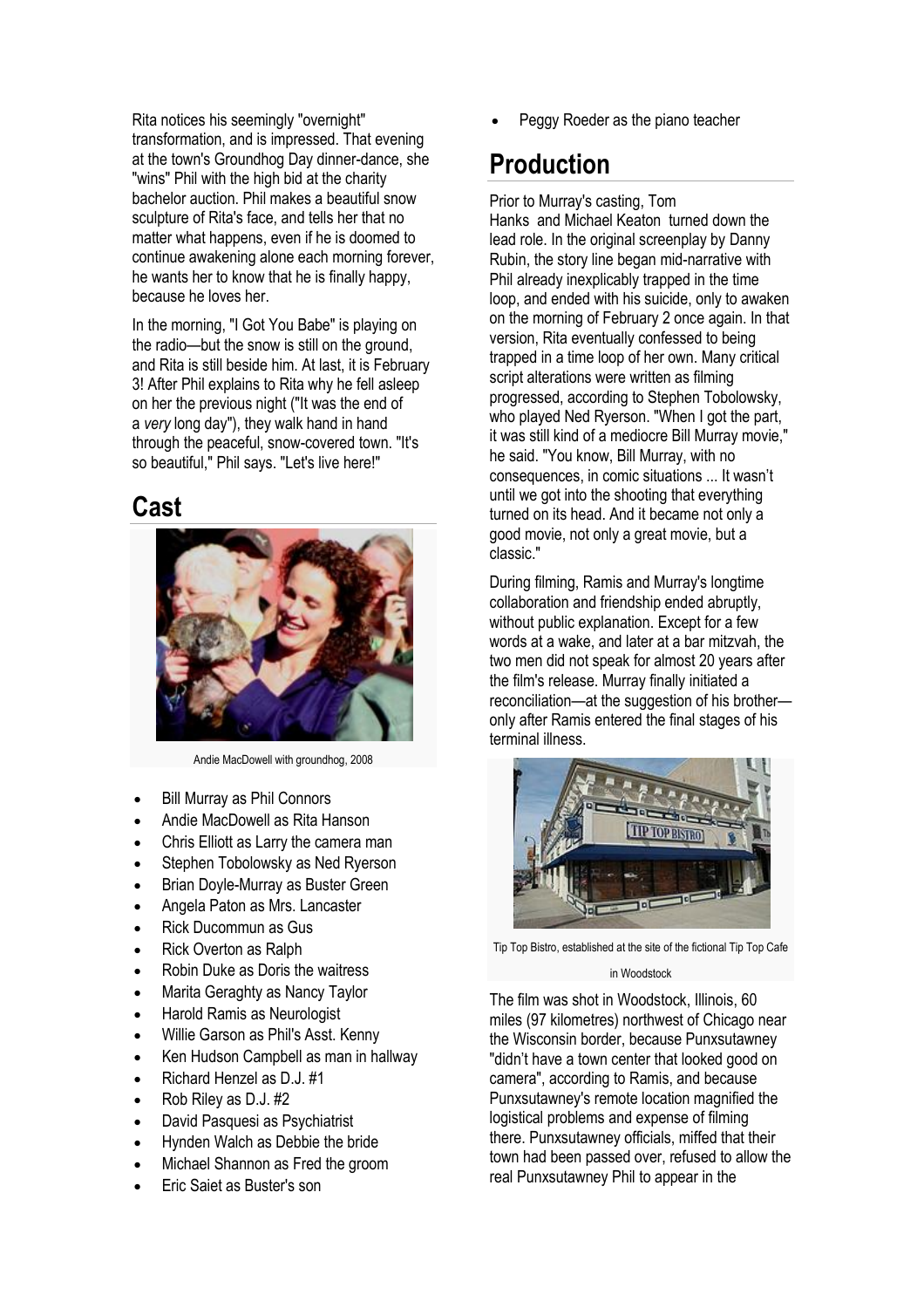Rita notices his seemingly "overnight" transformation, and is impressed. That evening at the town's Groundhog Day dinner-dance, she "wins" Phil with the high bid at the charity bachelor auction. Phil makes a beautiful snow sculpture of Rita's face, and tells her that no matter what happens, even if he is doomed to continue awakening alone each morning forever, he wants her to know that he is finally happy, because he loves her.

In the morning, "I Got You Babe" is playing on the radio—but the snow is still on the ground, and Rita is still beside him. At last, it is February 3! After Phil explains to Rita why he fell asleep on her the previous night ("It was the end of a *very* long day"), they walk hand in hand through the peaceful, snow-covered town. "It's so beautiful," Phil says. "Let's live here!"

## Cast

Andie MacDowell with groundhog, 2008

- Bill Murray as Phil Connors
- Andie MacDowell as Rita Hanson
- Chris Elliott as Larry the camera man
- Stephen Tobolowsky as Ned Ryerson
- Brian Doyle-Murray as Buster Green
- Angela Paton as Mrs. Lancaster
- Rick Ducommun as Gus
- Rick Overton as Ralph
- Robin Duke as Doris the waitress
- Marita Geraghty as Nancy Taylor
- Harold Ramis as Neurologist
- Willie Garson as Phil's Asst. Kenny
- Ken Hudson Campbell as man in hallway
- Richard Henzel as D.J. #1
- Rob Riley as D.J. #2
- David Pasquesi as Psychiatrist
- Hynden Walch as Debbie the bride
- Michael Shannon as Fred the groom
- Eric Saiet as Buster's son
- Peggy Roeder as the piano teacher

## Production

Prior to Murray's casting, Tom Hanks and Michael Keaton turned down the lead role. In the original screenplay by Danny Rubin, the story line began mid-narrative with Phil already inexplicably trapped in the time loop, and ended with his suicide, only to awaken on the morning of February 2 once again. In that version, Rita eventually confessed to being trapped in a time loop of her own. Many critical script alterations were written as filming progressed, according to Stephen Tobolowsky, who played Ned Ryerson. "When I got the part, it was still kind of a mediocre Bill Murray movie," he said. "You know, Bill Murray, with no consequences, in comic situations ... It wasn't until we got into the shooting that everything turned on its head. And it became not only a good movie, not only a great movie, but a classic."

During filming, Ramis and Murray's longtime collaboration and friendship ended abruptly, without public explanation. Except for a few words at a wake, and later at a bar mitzvah, the two men did not speak for almost 20 years after the film's release. Murray finally initiated a reconciliation—at the suggestion of his brother—only after Ramis entered the final stages of his terminal illness.

Tip Top Bistro, established at the site of the fictional Tip Top Cafe in Woodstock

The film was shot in Woodstock, Illinois, 60 miles (97 kilometres) northwest of Chicago near the Wisconsin border, because Punxsutawney "didn't have a town center that looked good on camera", according to Ramis, and because Punxsutawney's remote location magnified the logistical problems and expense of filming there. Punxsutawney officials, miffed that their town had been passed over, refused to allow the real Punxsutawney Phil to appear in the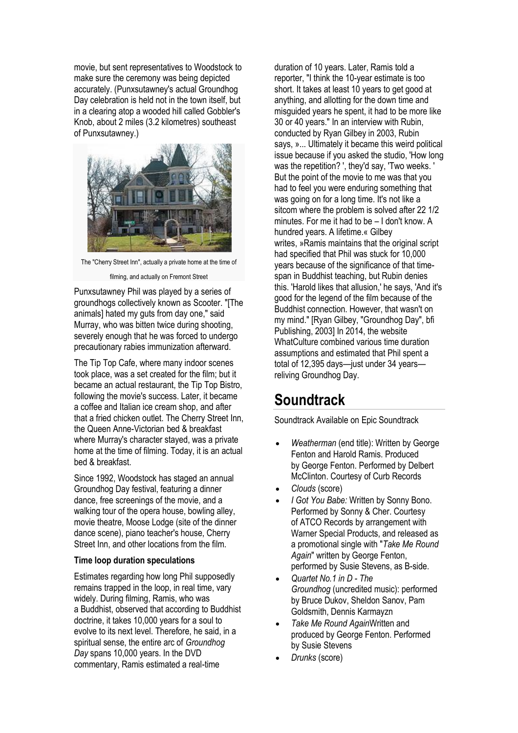movie, but sent representatives to Woodstock to make sure the ceremony was being depicted accurately. (Punxsutawney's actual Groundhog Day celebration is held not in the town itself, but in a clearing atop a wooded hill called Gobbler's Knob, about 2 miles (3.2 kilometres) southeast of Punxsutawney.)

The "Cherry Street Inn", actually a private home at the time of filming, and actually on Fremont Street

Punxsutawney Phil was played by a series of groundhogs collectively known as Scooter. "[The animals] hated my guts from day one," said Murray, who was bitten twice during shooting, severely enough that he was forced to undergo precautionary rabies immunization afterward.

The Tip Top Cafe, where many indoor scenes took place, was a set created for the film; but it became an actual restaurant, the Tip Top Bistro, following the movie's success. Later, it became a coffee and Italian ice cream shop, and after that a fried chicken outlet. The Cherry Street Inn, the Queen Anne-Victorian bed & breakfast where Murray's character stayed, was a private home at the time of filming. Today, it is an actual bed & breakfast.

Since 1992, Woodstock has staged an annual Groundhog Day festival, featuring a dinner dance, free screenings of the movie, and a walking tour of the opera house, bowling alley, movie theatre, Moose Lodge (site of the dinner dance scene), piano teacher's house, Cherry Street Inn, and other locations from the film.

**Time loop duration speculations**

Estimates regarding how long Phil supposedly remains trapped in the loop, in real time, vary widely. During filming, Ramis, who was a Buddhist, observed that according to Buddhist doctrine, it takes 10,000 years for a soul to evolve to its next level. Therefore, he said, in a spiritual sense, the entire arc of *Groundhog Day* spans 10,000 years. In the DVD commentary, Ramis estimated a real-time duration of 10 years. Later, Ramis told a reporter, "I think the 10-year estimate is too short. It takes at least 10 years to get good at anything, and allotting for the down time and misguided years he spent, it had to be more like 30 or 40 years." In an interview with Rubin, conducted by Ryan Gilbey in 2003, Rubin says, »... Ultimately it became this weird political issue because if you asked the studio, 'How long was the repetition? ', they'd say, 'Two weeks. ' But the point of the movie to me was that you had to feel you were enduring something that was going on for a long time. It's not like a sitcom where the problem is solved after 22 1/2 minutes. For me it had to be – I don't know. A hundred years. A lifetime.« Gilbey writes, »Ramis maintains that the original script had specified that Phil was stuck for 10,000 years because of the significance of that time-span in Buddhist teaching, but Rubin denies this. 'Harold likes that allusion,' he says, 'And it's good for the legend of the film because of the Buddhist connection. However, that wasn't on my mind." [Ryan Gilbey, "Groundhog Day", bfi Publishing, 2003] In 2014, the website WhatCulture combined various time duration assumptions and estimated that Phil spent a total of 12,395 days—just under 34 years—reliving Groundhog Day.

# Soundtrack

Soundtrack Available on Epic Soundtrack

- *Weatherman* (end title): Written by George Fenton and Harold Ramis. Produced by George Fenton. Performed by Delbert McClinton. Courtesy of Curb Records
- *Clouds* (score)
- *I Got You Babe:* Written by Sonny Bono. Performed by Sonny & Cher. Courtesy of ATCO Records by arrangement with Warner Special Products, and released as a promotional single with "*Take Me Round Again*" written by George Fenton, performed by Susie Stevens, as B-side.
- *Quartet No.1 in D - The Groundhog* (uncredited music): performed by Bruce Dukov, Sheldon Sanov, Pam Goldsmith, Dennis Karmayzn
- *Take Me Round Again*Written and produced by George Fenton. Performed by Susie Stevens
- *Drunks* (score)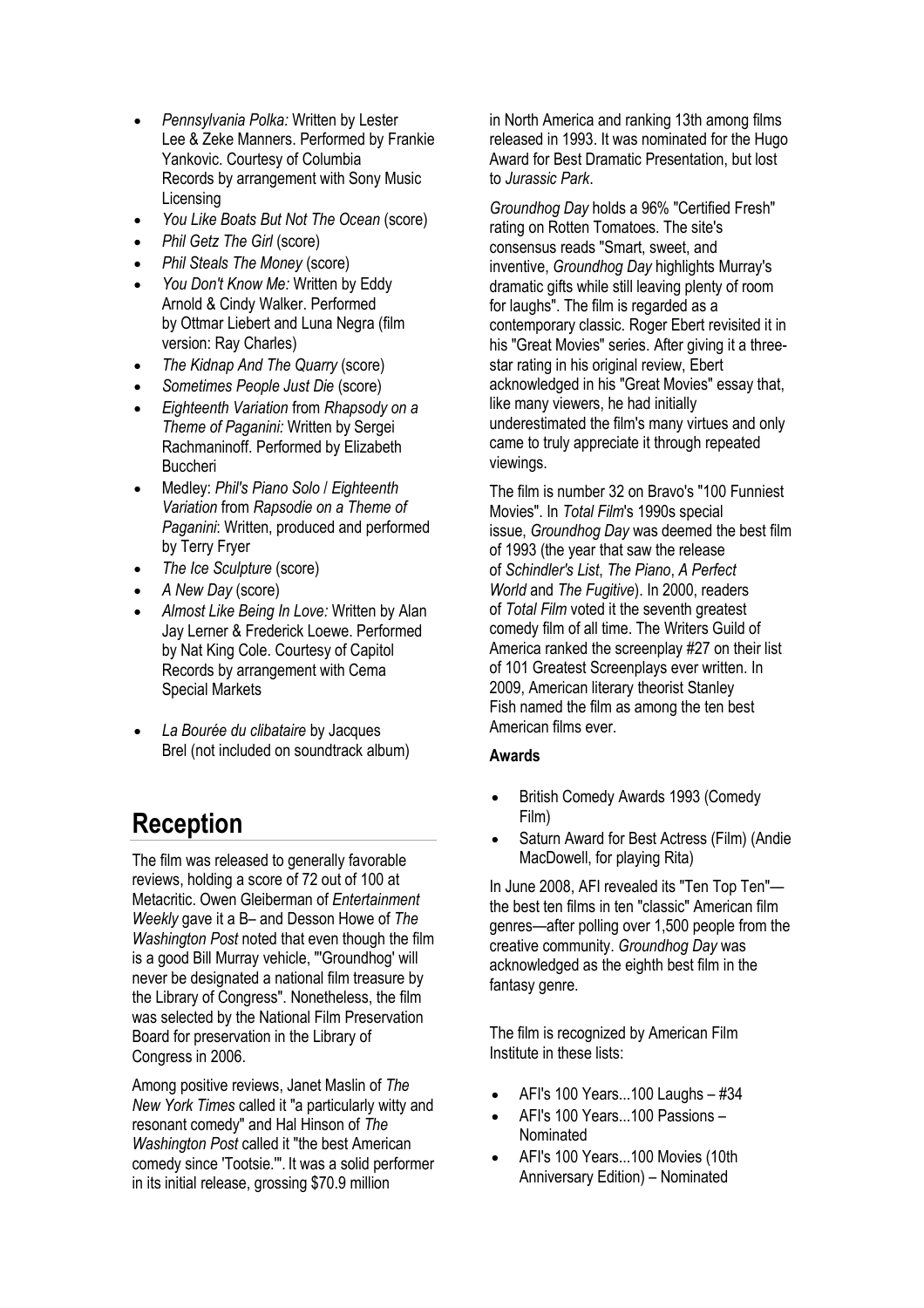- *Pennsylvania Polka:* Written by Lester Lee & Zeke Manners. Performed by Frankie Yankovic. Courtesy of Columbia Records by arrangement with Sony Music Licensing
- *You Like Boats But Not The Ocean* (score)
- *Phil Getz The Girl* (score)
- *Phil Steals The Money* (score)
- *You Don't Know Me:* Written by Eddy Arnold & Cindy Walker. Performed by Ottmar Liebert and Luna Negra (film version: Ray Charles)
- *The Kidnap And The Quarry* (score)
- *Sometimes People Just Die* (score)
- *Eighteenth Variation* from *Rhapsody on a Theme of Paganini:* Written by Sergei Rachmaninoff. Performed by Elizabeth Buccheri
- Medley: *Phil's Piano Solo* / *Eighteenth Variation* from *Rapsodie on a Theme of Paganini*: Written, produced and performed by Terry Fryer
- *The Ice Sculpture* (score)
- *A New Day* (score)
- *Almost Like Being In Love:* Written by Alan Jay Lerner & Frederick Loewe. Performed by Nat King Cole. Courtesy of Capitol Records by arrangement with Cema Special Markets
- *La Bourée du clibataire* by Jacques Brel (not included on soundtrack album)

## Reception

The film was released to generally favorable reviews, holding a score of 72 out of 100 at Metacritic. Owen Gleiberman of *Entertainment Weekly* gave it a B– and Desson Howe of *The Washington Post* noted that even though the film is a good Bill Murray vehicle, "'Groundhog' will never be designated a national film treasure by the Library of Congress". Nonetheless, the film was selected by the National Film Preservation Board for preservation in the Library of Congress in 2006.

Among positive reviews, Janet Maslin of *The New York Times* called it "a particularly witty and resonant comedy" and Hal Hinson of *The Washington Post* called it "the best American comedy since 'Tootsie.'". It was a solid performer in its initial release, grossing $70.9 million in North America and ranking 13th among films released in 1993. It was nominated for the Hugo Award for Best Dramatic Presentation, but lost to *Jurassic Park*.

*Groundhog Day* holds a 96% "Certified Fresh" rating on Rotten Tomatoes. The site's consensus reads "Smart, sweet, and inventive, *Groundhog Day* highlights Murray's dramatic gifts while still leaving plenty of room for laughs". The film is regarded as a contemporary classic. Roger Ebert revisited it in his "Great Movies" series. After giving it a three-star rating in his original review, Ebert acknowledged in his "Great Movies" essay that, like many viewers, he had initially underestimated the film's many virtues and only came to truly appreciate it through repeated viewings.

The film is number 32 on Bravo's "100 Funniest Movies". In *Total Film*'s 1990s special issue, *Groundhog Day* was deemed the best film of 1993 (the year that saw the release of *Schindler's List*, *The Piano*, *A Perfect World* and *The Fugitive*). In 2000, readers of *Total Film* voted it the seventh greatest comedy film of all time. The Writers Guild of America ranked the screenplay #27 on their list of 101 Greatest Screenplays ever written. In 2009, American literary theorist Stanley Fish named the film as among the ten best American films ever.

**Awards**

- British Comedy Awards 1993 (Comedy Film)
- Saturn Award for Best Actress (Film) (Andie MacDowell, for playing Rita)

In June 2008, AFI revealed its "Ten Top Ten"—the best ten films in ten "classic" American film genres—after polling over 1,500 people from the creative community. *Groundhog Day* was acknowledged as the eighth best film in the fantasy genre.

The film is recognized by American Film Institute in these lists:

- AFI's 100 Years...100 Laughs – #34
- AFI's 100 Years...100 Passions – Nominated
- AFI's 100 Years...100 Movies (10th Anniversary Edition) – Nominated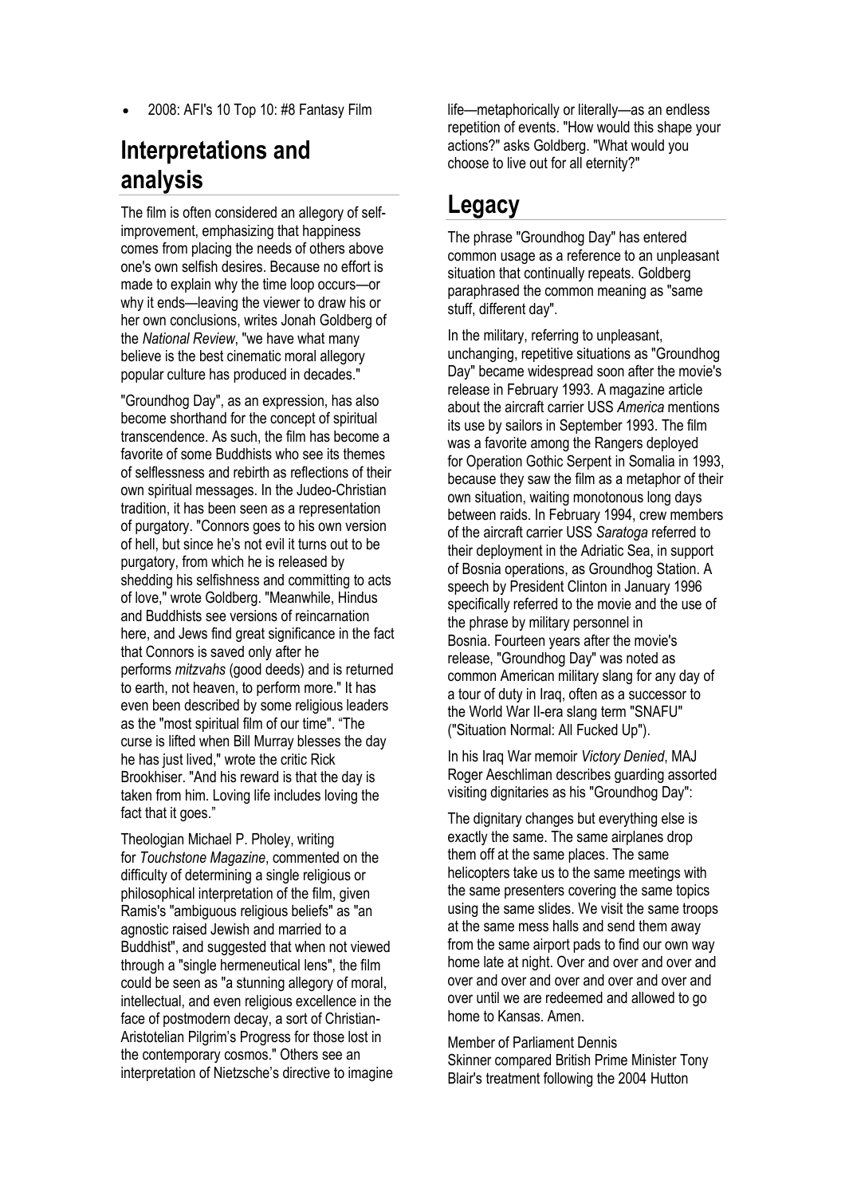- 2008: AFI's 10 Top 10: #8 Fantasy Film

## Interpretations and analysis

The film is often considered an allegory of self-improvement, emphasizing that happiness comes from placing the needs of others above one's own selfish desires. Because no effort is made to explain why the time loop occurs—or why it ends—leaving the viewer to draw his or her own conclusions, writes Jonah Goldberg of the *National Review*, "we have what many believe is the best cinematic moral allegory popular culture has produced in decades."

"Groundhog Day", as an expression, has also become shorthand for the concept of spiritual transcendence. As such, the film has become a favorite of some Buddhists who see its themes of selflessness and rebirth as reflections of their own spiritual messages. In the Judeo-Christian tradition, it has been seen as a representation of purgatory. "Connors goes to his own version of hell, but since he's not evil it turns out to be purgatory, from which he is released by shedding his selfishness and committing to acts of love," wrote Goldberg. "Meanwhile, Hindus and Buddhists see versions of reincarnation here, and Jews find great significance in the fact that Connors is saved only after he performs *mitzvahs* (good deeds) and is returned to earth, not heaven, to perform more." It has even been described by some religious leaders as the "most spiritual film of our time". "The curse is lifted when Bill Murray blesses the day he has just lived," wrote the critic Rick Brookhiser. "And his reward is that the day is taken from him. Loving life includes loving the fact that it goes."

Theologian Michael P. Pholey, writing for *Touchstone Magazine*, commented on the difficulty of determining a single religious or philosophical interpretation of the film, given Ramis's "ambiguous religious beliefs" as "an agnostic raised Jewish and married to a Buddhist", and suggested that when not viewed through a "single hermeneutical lens", the film could be seen as "a stunning allegory of moral, intellectual, and even religious excellence in the face of postmodern decay, a sort of Christian-Aristotelian Pilgrim's Progress for those lost in the contemporary cosmos." Others see an interpretation of Nietzsche's directive to imagine life—metaphorically or literally—as an endless repetition of events. "How would this shape your actions?" asks Goldberg. "What would you choose to live out for all eternity?"

## Legacy

The phrase "Groundhog Day" has entered common usage as a reference to an unpleasant situation that continually repeats. Goldberg paraphrased the common meaning as "same stuff, different day".

In the military, referring to unpleasant, unchanging, repetitive situations as "Groundhog Day" became widespread soon after the movie's release in February 1993. A magazine article about the aircraft carrier USS *America* mentions its use by sailors in September 1993. The film was a favorite among the Rangers deployed for Operation Gothic Serpent in Somalia in 1993, because they saw the film as a metaphor of their own situation, waiting monotonous long days between raids. In February 1994, crew members of the aircraft carrier USS *Saratoga* referred to their deployment in the Adriatic Sea, in support of Bosnia operations, as Groundhog Station. A speech by President Clinton in January 1996 specifically referred to the movie and the use of the phrase by military personnel in Bosnia. Fourteen years after the movie's release, "Groundhog Day" was noted as common American military slang for any day of a tour of duty in Iraq, often as a successor to the World War II-era slang term "SNAFU" ("Situation Normal: All Fucked Up").

In his Iraq War memoir *Victory Denied*, MAJ Roger Aeschliman describes guarding assorted visiting dignitaries as his "Groundhog Day":

The dignitary changes but everything else is exactly the same. The same airplanes drop them off at the same places. The same helicopters take us to the same meetings with the same presenters covering the same topics using the same slides. We visit the same troops at the same mess halls and send them away from the same airport pads to find our own way home late at night. Over and over and over and over and over and over and over and over and over until we are redeemed and allowed to go home to Kansas. Amen.

Member of Parliament Dennis Skinner compared British Prime Minister Tony Blair's treatment following the 2004 Hutton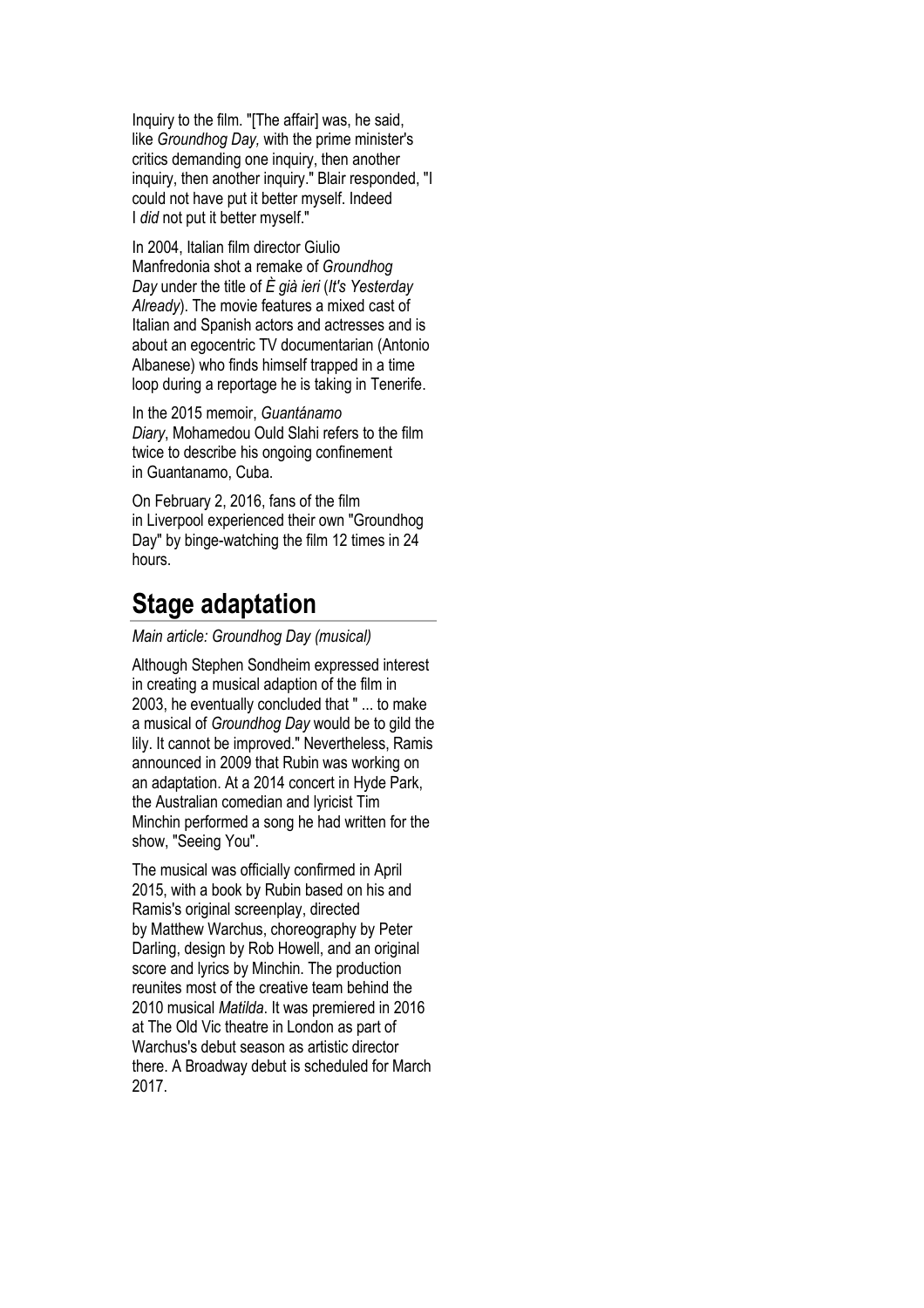Inquiry to the film. "[The affair] was, he said, like *Groundhog Day,* with the prime minister's critics demanding one inquiry, then another inquiry, then another inquiry." Blair responded, "I could not have put it better myself. Indeed I *did* not put it better myself."

In 2004, Italian film director Giulio Manfredonia shot a remake of *Groundhog Day* under the title of *È già ieri* (*It's Yesterday Already*). The movie features a mixed cast of Italian and Spanish actors and actresses and is about an egocentric TV documentarian (Antonio Albanese) who finds himself trapped in a time loop during a reportage he is taking in Tenerife.

In the 2015 memoir, *Guantánamo Diary*, Mohamedou Ould Slahi refers to the film twice to describe his ongoing confinement in Guantanamo, Cuba.

On February 2, 2016, fans of the film in Liverpool experienced their own "Groundhog Day" by binge-watching the film 12 times in 24 hours.

## Stage adaptation

*Main article: Groundhog Day (musical)*

Although Stephen Sondheim expressed interest in creating a musical adaption of the film in 2003, he eventually concluded that " ... to make a musical of *Groundhog Day* would be to gild the lily. It cannot be improved." Nevertheless, Ramis announced in 2009 that Rubin was working on an adaptation. At a 2014 concert in Hyde Park, the Australian comedian and lyricist Tim Minchin performed a song he had written for the show, "Seeing You".

The musical was officially confirmed in April 2015, with a book by Rubin based on his and Ramis's original screenplay, directed by Matthew Warchus, choreography by Peter Darling, design by Rob Howell, and an original score and lyrics by Minchin. The production reunites most of the creative team behind the 2010 musical *Matilda*. It was premiered in 2016 at The Old Vic theatre in London as part of Warchus's debut season as artistic director there. A Broadway debut is scheduled for March 2017.